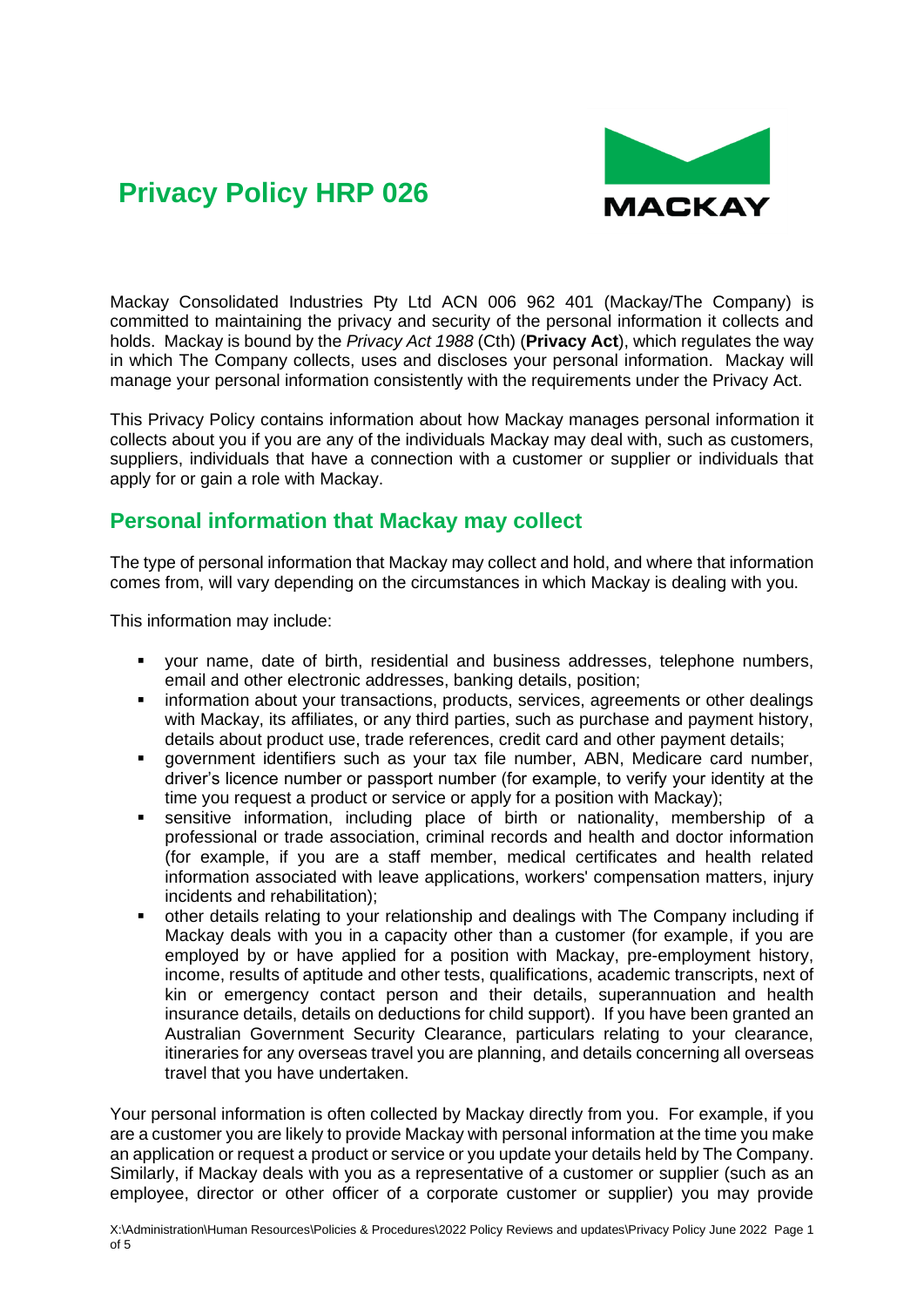# Privacy Policy HRP 026

Mackay Consolidated Industries Pty Ltd ACN 006 962 401 (Mackay/The Company) is committed to maintaining the privacy and security of the personal information it collects and holds. Mackay is bound by the *Privacy Act 1988* (Cth) (**Privacy Act**), which regulates the way in which The Company collects, uses and discloses your personal information. Mackay will manage your personal information consistently with the requirements under the Privacy Act.

This Privacy Policy contains information about how Mackay manages personal information it collects about you if you are any of the individuals Mackay may deal with, such as customers, suppliers, individuals that have a connection with a customer or supplier or individuals that apply for or gain a role with Mackay.

## Personal information that Mackay may collect

The type of personal information that Mackay may collect and hold, and where that information comes from, will vary depending on the circumstances in which Mackay is dealing with you.

This information may include:

- your name, date of birth, residential and business addresses, telephone numbers, email and other electronic addresses, banking details, position;
- information about your transactions, products, services, agreements or other dealings with Mackay, its affiliates, or any third parties, such as purchase and payment history, details about product use, trade references, credit card and other payment details;
- government identifiers such as your tax file number, ABN, Medicare card number, driver's licence number or passport number (for example, to verify your identity at the time you request a product or service or apply for a position with Mackay);
- sensitive information, including place of birth or nationality, membership of a professional or trade association, criminal records and health and doctor information (for example, if you are a staff member, medical certificates and health related information associated with leave applications, workers' compensation matters, injury incidents and rehabilitation);
- other details relating to your relationship and dealings with The Company including if Mackay deals with you in a capacity other than a customer (for example, if you are employed by or have applied for a position with Mackay, pre-employment history, income, results of aptitude and other tests, qualifications, academic transcripts, next of kin or emergency contact person and their details, superannuation and health insurance details, details on deductions for child support). If you have been granted an Australian Government Security Clearance, particulars relating to your clearance, itineraries for any overseas travel you are planning, and details concerning all overseas travel that you have undertaken.

Your personal information is often collected by Mackay directly from you. For example, if you are a customer you are likely to provide Mackay with personal information at the time you make an application or request a product or service or you update your details held by The Company. Similarly, if Mackay deals with you as a representative of a customer or supplier (such as an employee, director or other officer of a corporate customer or supplier) you may provide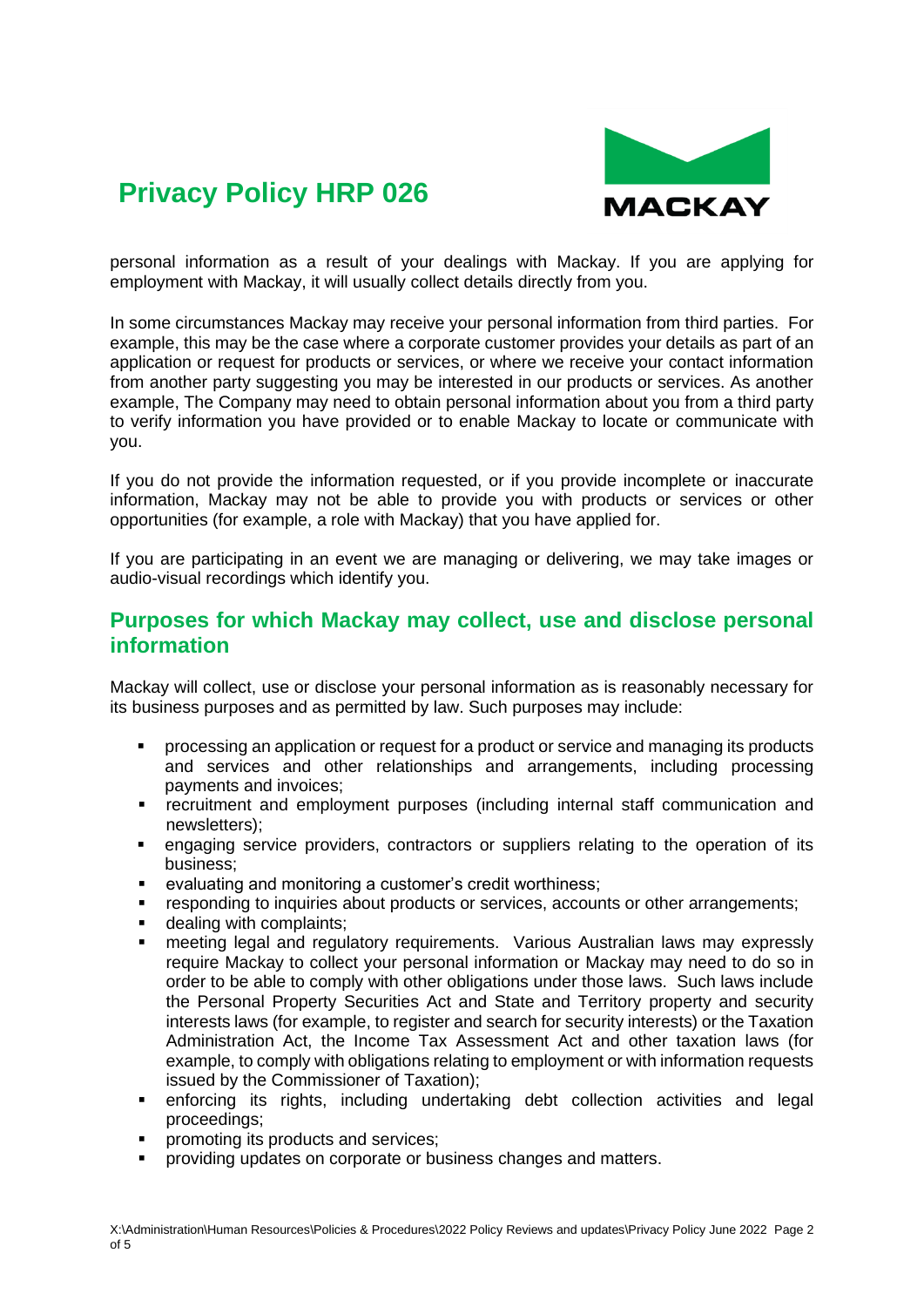personal information as a result of your dealings with Mackay. If you are applying for employment with Mackay, it will usually collect details directly from you.

In some circumstances Mackay may receive your personal information from third parties. For example, this may be the case where a corporate customer provides your details as part of an application or request for products or services, or where we receive your contact information from another party suggesting you may be interested in our products or services. As another example, The Company may need to obtain personal information about you from a third party to verify information you have provided or to enable Mackay to locate or communicate with you.

If you do not provide the information requested, or if you provide incomplete or inaccurate information, Mackay may not be able to provide you with products or services or other opportunities (for example, a role with Mackay) that you have applied for.

If you are participating in an event we are managing or delivering, we may take images or audio-visual recordings which identify you.

## Purposes for which Mackay may collect, use and disclose personal information

Mackay will collect, use or disclose your personal information as is reasonably necessary for its business purposes and as permitted by law. Such purposes may include:

- processing an application or request for a product or service and managing its products and services and other relationships and arrangements, including processing payments and invoices;
- recruitment and employment purposes (including internal staff communication and newsletters);
- engaging service providers, contractors or suppliers relating to the operation of its business;
- evaluating and monitoring a customer's credit worthiness;
- responding to inquiries about products or services, accounts or other arrangements;
- dealing with complaints;
- meeting legal and regulatory requirements. Various Australian laws may expressly require Mackay to collect your personal information or Mackay may need to do so in order to be able to comply with other obligations under those laws. Such laws include the Personal Property Securities Act and State and Territory property and security interests laws (for example, to register and search for security interests) or the Taxation Administration Act, the Income Tax Assessment Act and other taxation laws (for example, to comply with obligations relating to employment or with information requests issued by the Commissioner of Taxation);
- enforcing its rights, including undertaking debt collection activities and legal proceedings;
- promoting its products and services;
- providing updates on corporate or business changes and matters.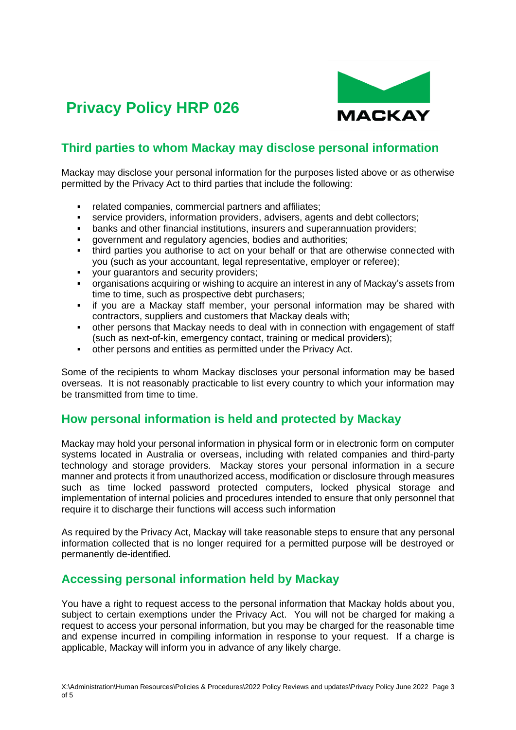# Privacy Policy HRP 026

## Third parties to whom Mackay may disclose personal information

Mackay may disclose your personal information for the purposes listed above or as otherwise permitted by the Privacy Act to third parties that include the following:

- related companies, commercial partners and affiliates;
- service providers, information providers, advisers, agents and debt collectors;
- banks and other financial institutions, insurers and superannuation providers;
- government and regulatory agencies, bodies and authorities;
- third parties you authorise to act on your behalf or that are otherwise connected with you (such as your accountant, legal representative, employer or referee);
- your guarantors and security providers;
- organisations acquiring or wishing to acquire an interest in any of Mackay's assets from time to time, such as prospective debt purchasers;
- if you are a Mackay staff member, your personal information may be shared with contractors, suppliers and customers that Mackay deals with;
- other persons that Mackay needs to deal with in connection with engagement of staff (such as next-of-kin, emergency contact, training or medical providers);
- other persons and entities as permitted under the Privacy Act.

Some of the recipients to whom Mackay discloses your personal information may be based overseas. It is not reasonably practicable to list every country to which your information may be transmitted from time to time.

## How personal information is held and protected by Mackay

Mackay may hold your personal information in physical form or in electronic form on computer systems located in Australia or overseas, including with related companies and third-party technology and storage providers. Mackay stores your personal information in a secure manner and protects it from unauthorized access, modification or disclosure through measures such as time locked password protected computers, locked physical storage and implementation of internal policies and procedures intended to ensure that only personnel that require it to discharge their functions will access such information

As required by the Privacy Act, Mackay will take reasonable steps to ensure that any personal information collected that is no longer required for a permitted purpose will be destroyed or permanently de-identified.

## Accessing personal information held by Mackay

You have a right to request access to the personal information that Mackay holds about you, subject to certain exemptions under the Privacy Act. You will not be charged for making a request to access your personal information, but you may be charged for the reasonable time and expense incurred in compiling information in response to your request. If a charge is applicable, Mackay will inform you in advance of any likely charge.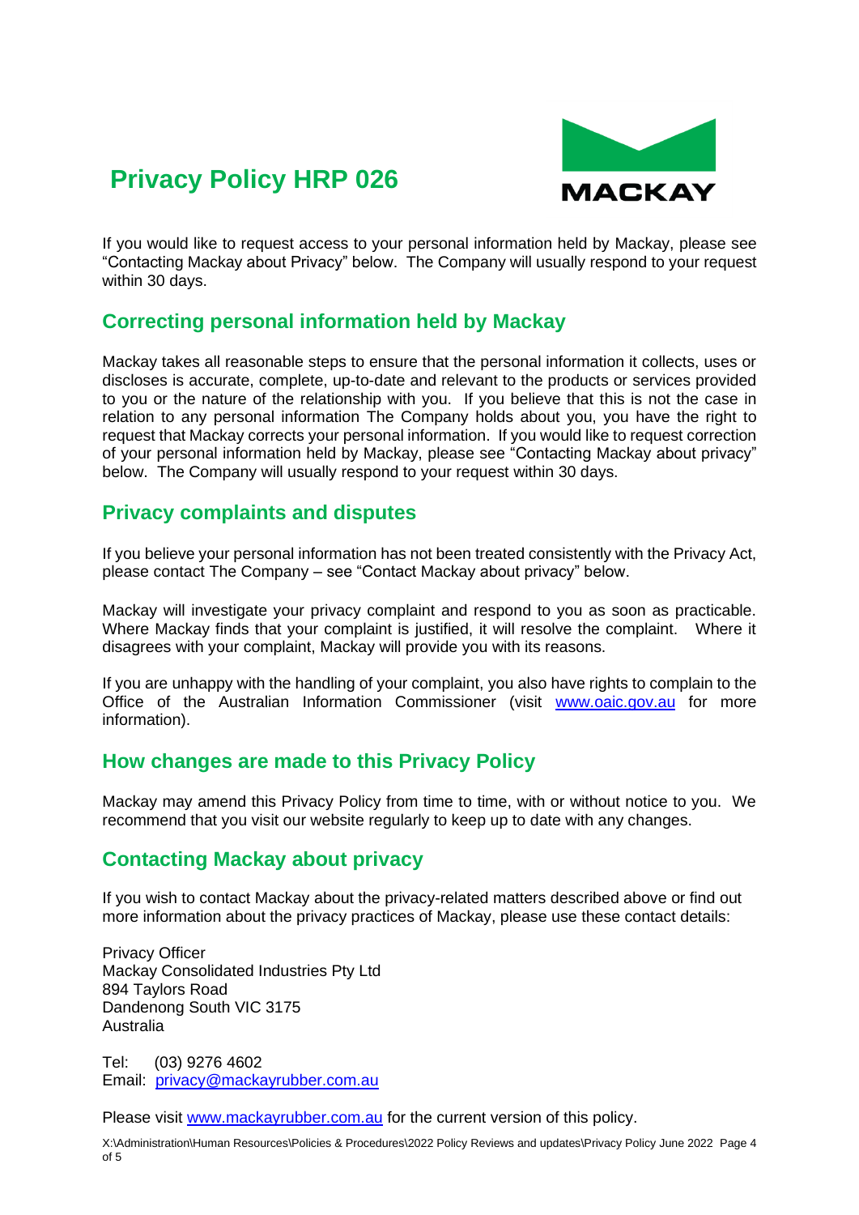# Privacy Policy HRP 026

If you would like to request access to your personal information held by Mackay, please see "Contacting Mackay about Privacy" below. The Company will usually respond to your request within 30 days.

## Correcting personal information held by Mackay

Mackay takes all reasonable steps to ensure that the personal information it collects, uses or discloses is accurate, complete, up-to-date and relevant to the products or services provided to you or the nature of the relationship with you. If you believe that this is not the case in relation to any personal information The Company holds about you, you have the right to request that Mackay corrects your personal information. If you would like to request correction of your personal information held by Mackay, please see "Contacting Mackay about privacy" below. The Company will usually respond to your request within 30 days.

## Privacy complaints and disputes

If you believe your personal information has not been treated consistently with the Privacy Act, please contact The Company – see "Contact Mackay about privacy" below.

Mackay will investigate your privacy complaint and respond to you as soon as practicable. Where Mackay finds that your complaint is justified, it will resolve the complaint. Where it disagrees with your complaint, Mackay will provide you with its reasons.

If you are unhappy with the handling of your complaint, you also have rights to complain to the Office of the Australian Information Commissioner (visit [www.oaic.gov.au](http://www.oaic.gov.au) for more information).

## How changes are made to this Privacy Policy

Mackay may amend this Privacy Policy from time to time, with or without notice to you. We recommend that you visit our website regularly to keep up to date with any changes.

## Contacting Mackay about privacy

If you wish to contact Mackay about the privacy-related matters described above or find out more information about the privacy practices of Mackay, please use these contact details:

Privacy Officer
Mackay Consolidated Industries Pty Ltd
894 Taylors Road
Dandenong South VIC 3175
Australia

Tel: (03) 9276 4602
Email: [privacy@mackayrubber.com.au](mailto:privacy@mackayrubber.com.au)

Please visit [www.mackayrubber.com.au](http://www.mackayrubber.com.au) for the current version of this policy.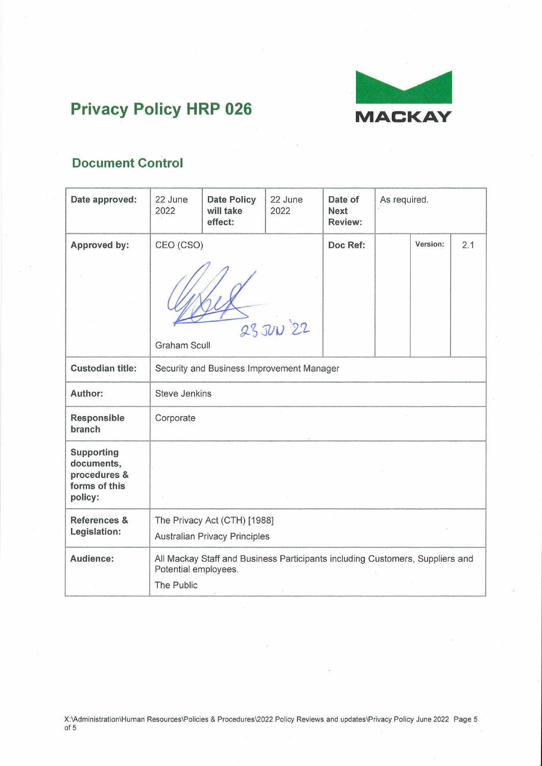# Privacy Policy HRP 026

MACKAY

## Document Control

| | | | | | | | |
|---|---|---|---|---|---|---|---|
| **Date approved:** | 22 June 2022 | **Date Policy will take effect:** | 22 June 2022 | **Date of Next Review:** | As required. | | |
| **Approved by:** | CEO (CSO)<br><br>Graham Scull<br>23 JUN '22 | | | **Doc Ref:** | | **Version:** | 2.1 |
| **Custodian title:** | Security and Business Improvement Manager | | | | | | |
| **Author:** | Steve Jenkins | | | | | | |
| **Responsible branch** | Corporate | | | | | | |
| **Supporting documents, procedures & forms of this policy:** | | | | | | | |
| **References & Legislation:** | The Privacy Act (CTH) [1988]<br>Australian Privacy Principles | | | | | | |
| **Audience:** | All Mackay Staff and Business Participants including Customers, Suppliers and Potential employees.<br>The Public | | | | | | |

X:\Administration\Human Resources\Policies & Procedures\2022 Policy Reviews and updates\Privacy Policy June 2022